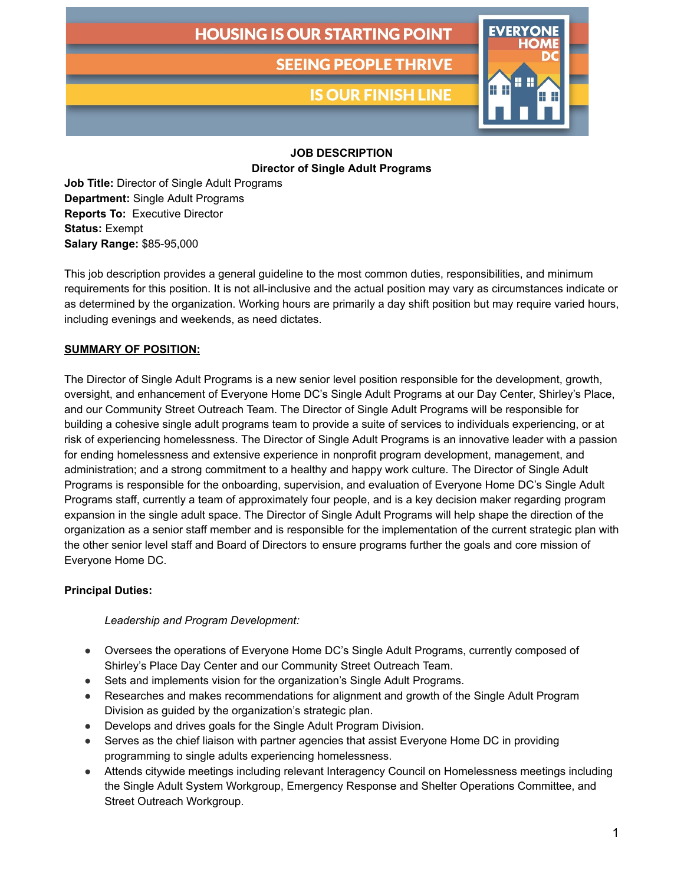HOUSING IS OUR STARTING POINT

SEEING PEOPLE THRIVE

IS OUR FINISH LINE

EVERYONE HOME DC

**JOB DESCRIPTION**
**Director of Single Adult Programs**

**Job Title:** Director of Single Adult Programs
**Department:** Single Adult Programs
**Reports To:** Executive Director
**Status:** Exempt
**Salary Range:** $85-95,000

This job description provides a general guideline to the most common duties, responsibilities, and minimum requirements for this position. It is not all-inclusive and the actual position may vary as circumstances indicate or as determined by the organization. Working hours are primarily a day shift position but may require varied hours, including evenings and weekends, as need dictates.

**SUMMARY OF POSITION:**

The Director of Single Adult Programs is a new senior level position responsible for the development, growth, oversight, and enhancement of Everyone Home DC's Single Adult Programs at our Day Center, Shirley's Place, and our Community Street Outreach Team. The Director of Single Adult Programs will be responsible for building a cohesive single adult programs team to provide a suite of services to individuals experiencing, or at risk of experiencing homelessness. The Director of Single Adult Programs is an innovative leader with a passion for ending homelessness and extensive experience in nonprofit program development, management, and administration; and a strong commitment to a healthy and happy work culture. The Director of Single Adult Programs is responsible for the onboarding, supervision, and evaluation of Everyone Home DC's Single Adult Programs staff, currently a team of approximately four people, and is a key decision maker regarding program expansion in the single adult space. The Director of Single Adult Programs will help shape the direction of the organization as a senior staff member and is responsible for the implementation of the current strategic plan with the other senior level staff and Board of Directors to ensure programs further the goals and core mission of Everyone Home DC.

**Principal Duties:**

*Leadership and Program Development:*

- Oversees the operations of Everyone Home DC's Single Adult Programs, currently composed of Shirley's Place Day Center and our Community Street Outreach Team.
- Sets and implements vision for the organization's Single Adult Programs.
- Researches and makes recommendations for alignment and growth of the Single Adult Program Division as guided by the organization's strategic plan.
- Develops and drives goals for the Single Adult Program Division.
- Serves as the chief liaison with partner agencies that assist Everyone Home DC in providing programming to single adults experiencing homelessness.
- Attends citywide meetings including relevant Interagency Council on Homelessness meetings including the Single Adult System Workgroup, Emergency Response and Shelter Operations Committee, and Street Outreach Workgroup.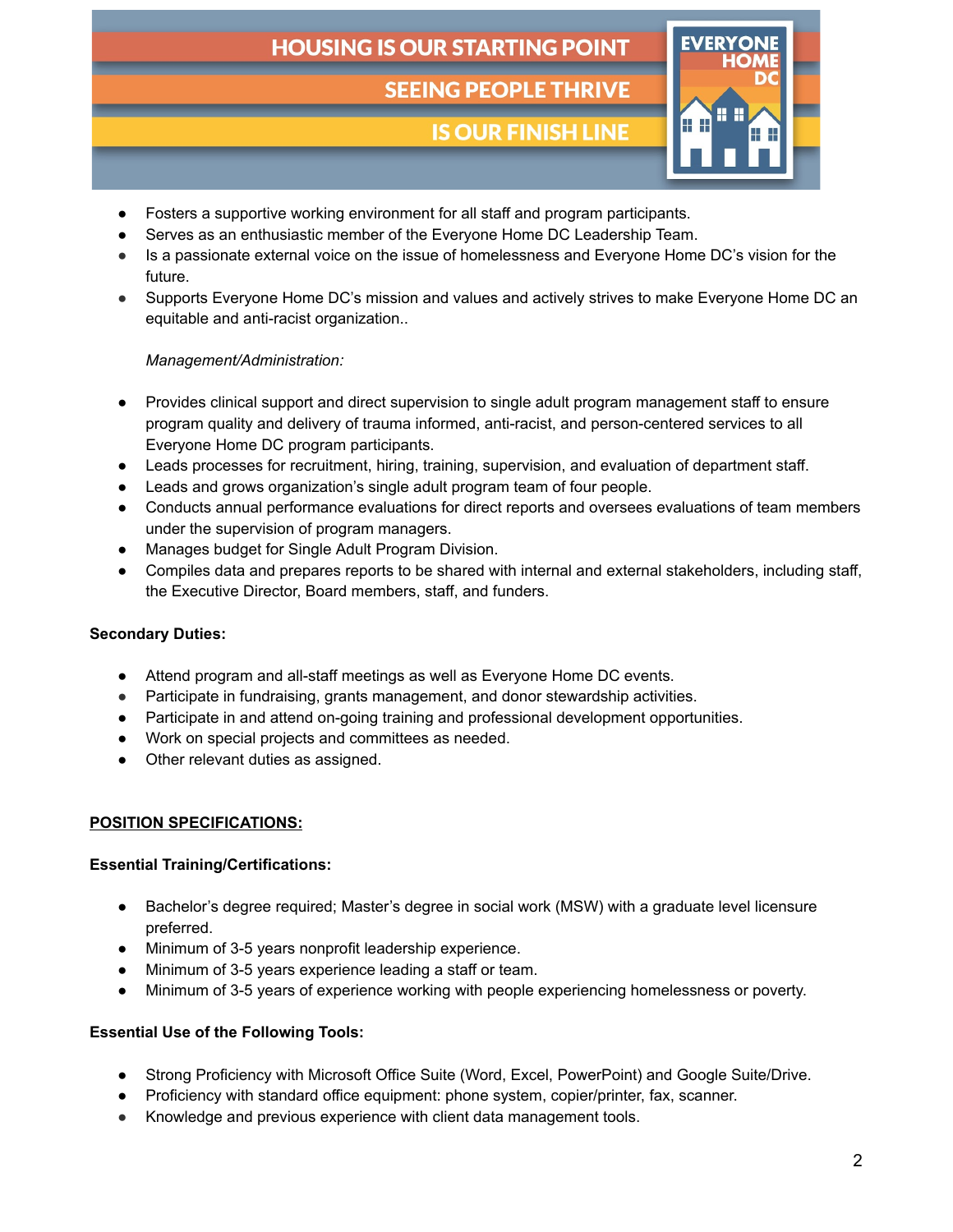- Fosters a supportive working environment for all staff and program participants.
- Serves as an enthusiastic member of the Everyone Home DC Leadership Team.
- Is a passionate external voice on the issue of homelessness and Everyone Home DC's vision for the future.
- Supports Everyone Home DC's mission and values and actively strives to make Everyone Home DC an equitable and anti-racist organization..

*Management/Administration:*

- Provides clinical support and direct supervision to single adult program management staff to ensure program quality and delivery of trauma informed, anti-racist, and person-centered services to all Everyone Home DC program participants.
- Leads processes for recruitment, hiring, training, supervision, and evaluation of department staff.
- Leads and grows organization's single adult program team of four people.
- Conducts annual performance evaluations for direct reports and oversees evaluations of team members under the supervision of program managers.
- Manages budget for Single Adult Program Division.
- Compiles data and prepares reports to be shared with internal and external stakeholders, including staff, the Executive Director, Board members, staff, and funders.

**Secondary Duties:**

- Attend program and all-staff meetings as well as Everyone Home DC events.
- Participate in fundraising, grants management, and donor stewardship activities.
- Participate in and attend on-going training and professional development opportunities.
- Work on special projects and committees as needed.
- Other relevant duties as assigned.

## POSITION SPECIFICATIONS:

**Essential Training/Certifications:**

- Bachelor's degree required; Master's degree in social work (MSW) with a graduate level licensure preferred.
- Minimum of 3-5 years nonprofit leadership experience.
- Minimum of 3-5 years experience leading a staff or team.
- Minimum of 3-5 years of experience working with people experiencing homelessness or poverty.

**Essential Use of the Following Tools:**

- Strong Proficiency with Microsoft Office Suite (Word, Excel, PowerPoint) and Google Suite/Drive.
- Proficiency with standard office equipment: phone system, copier/printer, fax, scanner.
- Knowledge and previous experience with client data management tools.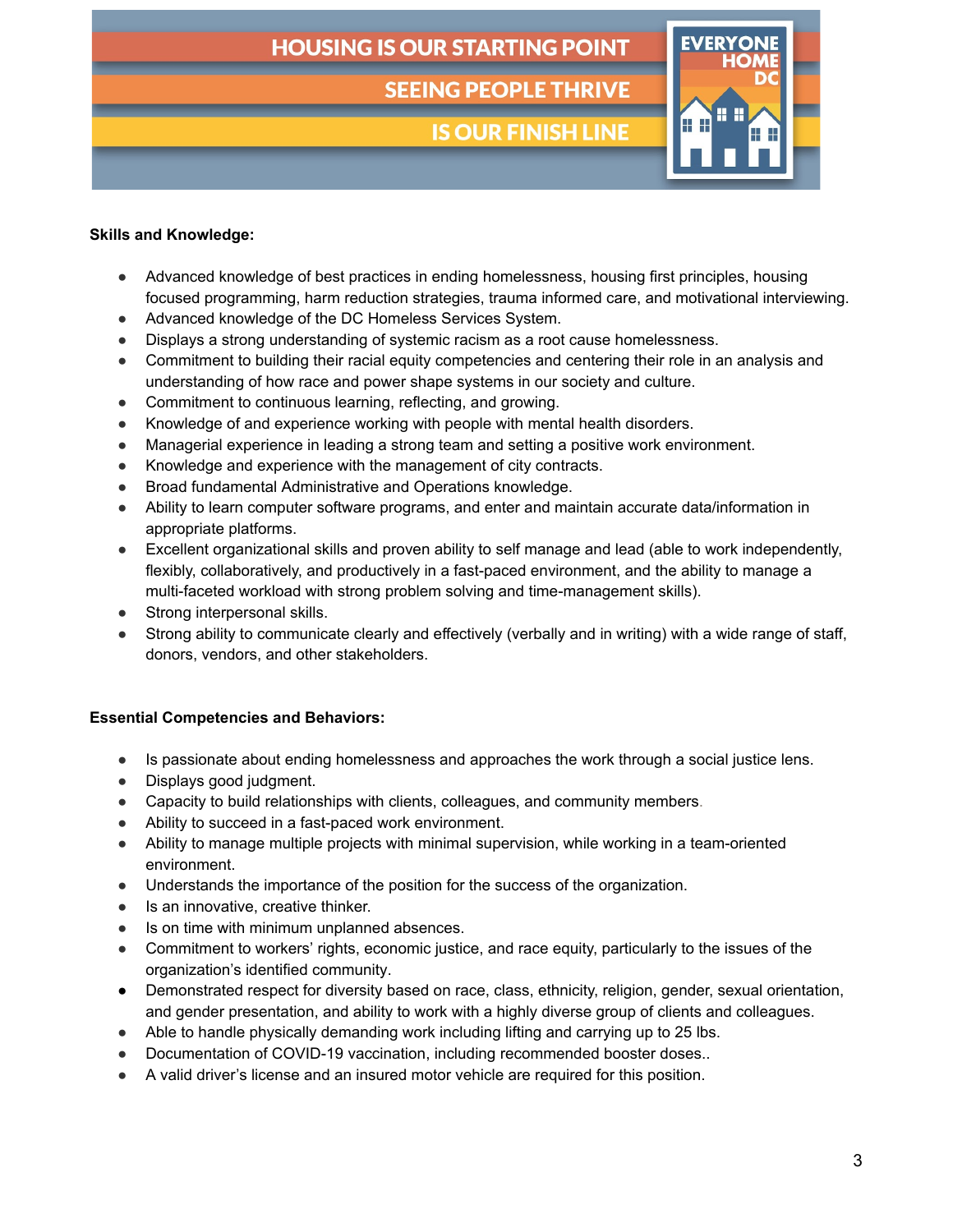**Skills and Knowledge:**

- Advanced knowledge of best practices in ending homelessness, housing first principles, housing focused programming, harm reduction strategies, trauma informed care, and motivational interviewing.
- Advanced knowledge of the DC Homeless Services System.
- Displays a strong understanding of systemic racism as a root cause homelessness.
- Commitment to building their racial equity competencies and centering their role in an analysis and understanding of how race and power shape systems in our society and culture.
- Commitment to continuous learning, reflecting, and growing.
- Knowledge of and experience working with people with mental health disorders.
- Managerial experience in leading a strong team and setting a positive work environment.
- Knowledge and experience with the management of city contracts.
- Broad fundamental Administrative and Operations knowledge.
- Ability to learn computer software programs, and enter and maintain accurate data/information in appropriate platforms.
- Excellent organizational skills and proven ability to self manage and lead (able to work independently, flexibly, collaboratively, and productively in a fast-paced environment, and the ability to manage a multi-faceted workload with strong problem solving and time-management skills).
- Strong interpersonal skills.
- Strong ability to communicate clearly and effectively (verbally and in writing) with a wide range of staff, donors, vendors, and other stakeholders.

**Essential Competencies and Behaviors:**

- Is passionate about ending homelessness and approaches the work through a social justice lens.
- Displays good judgment.
- Capacity to build relationships with clients, colleagues, and community members.
- Ability to succeed in a fast-paced work environment.
- Ability to manage multiple projects with minimal supervision, while working in a team-oriented environment.
- Understands the importance of the position for the success of the organization.
- Is an innovative, creative thinker.
- Is on time with minimum unplanned absences.
- Commitment to workers' rights, economic justice, and race equity, particularly to the issues of the organization's identified community.
- Demonstrated respect for diversity based on race, class, ethnicity, religion, gender, sexual orientation, and gender presentation, and ability to work with a highly diverse group of clients and colleagues.
- Able to handle physically demanding work including lifting and carrying up to 25 lbs.
- Documentation of COVID-19 vaccination, including recommended booster doses..
- A valid driver's license and an insured motor vehicle are required for this position.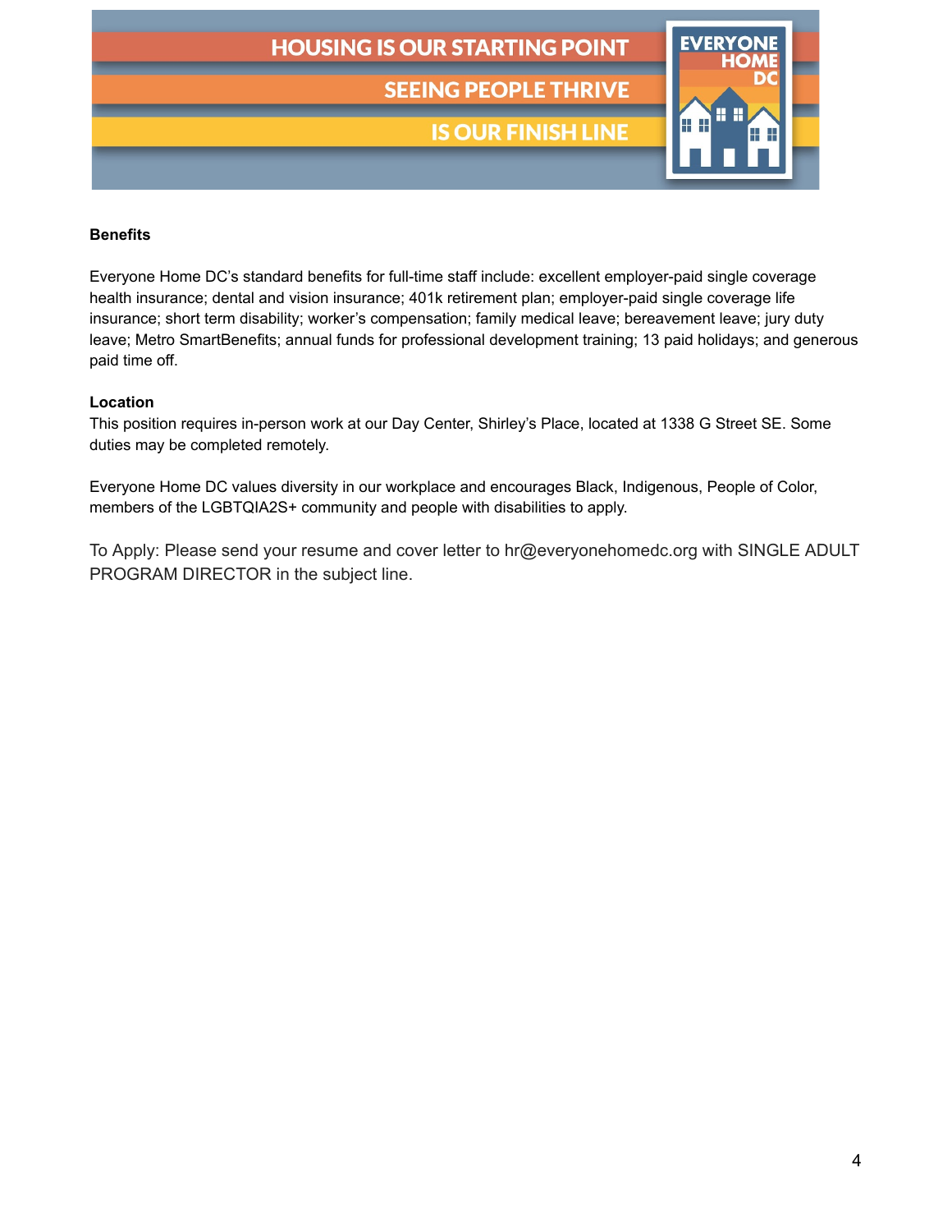**Benefits**

Everyone Home DC's standard benefits for full-time staff include: excellent employer-paid single coverage health insurance; dental and vision insurance; 401k retirement plan; employer-paid single coverage life insurance; short term disability; worker's compensation; family medical leave; bereavement leave; jury duty leave; Metro SmartBenefits; annual funds for professional development training; 13 paid holidays; and generous paid time off.

**Location**

This position requires in-person work at our Day Center, Shirley's Place, located at 1338 G Street SE. Some duties may be completed remotely.

Everyone Home DC values diversity in our workplace and encourages Black, Indigenous, People of Color, members of the LGBTQIA2S+ community and people with disabilities to apply.

To Apply: Please send your resume and cover letter to hr@everyonehomedc.org with SINGLE ADULT PROGRAM DIRECTOR in the subject line.